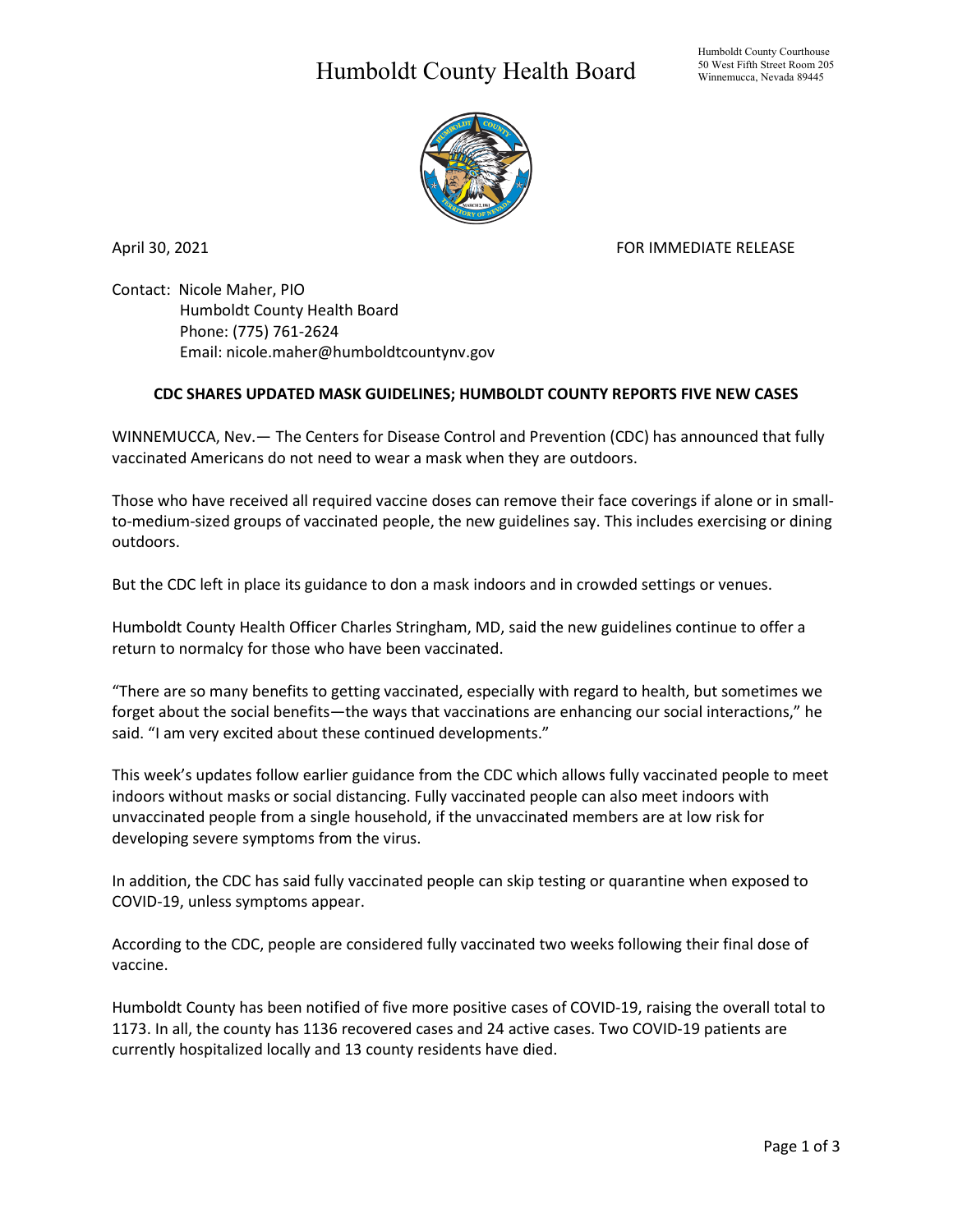# Humboldt County Health Board

Humboldt County Courthouse
50 West Fifth Street Room 205
Winnemucca, Nevada 89445

April 30, 2021

FOR IMMEDIATE RELEASE

Contact: Nicole Maher, PIO
Humboldt County Health Board
Phone: (775) 761-2624
Email: nicole.maher@humboldtcountynv.gov

**CDC SHARES UPDATED MASK GUIDELINES; HUMBOLDT COUNTY REPORTS FIVE NEW CASES**

WINNEMUCCA, Nev.— The Centers for Disease Control and Prevention (CDC) has announced that fully vaccinated Americans do not need to wear a mask when they are outdoors.

Those who have received all required vaccine doses can remove their face coverings if alone or in small-to-medium-sized groups of vaccinated people, the new guidelines say. This includes exercising or dining outdoors.

But the CDC left in place its guidance to don a mask indoors and in crowded settings or venues.

Humboldt County Health Officer Charles Stringham, MD, said the new guidelines continue to offer a return to normalcy for those who have been vaccinated.

"There are so many benefits to getting vaccinated, especially with regard to health, but sometimes we forget about the social benefits—the ways that vaccinations are enhancing our social interactions," he said. "I am very excited about these continued developments."

This week's updates follow earlier guidance from the CDC which allows fully vaccinated people to meet indoors without masks or social distancing. Fully vaccinated people can also meet indoors with unvaccinated people from a single household, if the unvaccinated members are at low risk for developing severe symptoms from the virus.

In addition, the CDC has said fully vaccinated people can skip testing or quarantine when exposed to COVID-19, unless symptoms appear.

According to the CDC, people are considered fully vaccinated two weeks following their final dose of vaccine.

Humboldt County has been notified of five more positive cases of COVID-19, raising the overall total to 1173. In all, the county has 1136 recovered cases and 24 active cases. Two COVID-19 patients are currently hospitalized locally and 13 county residents have died.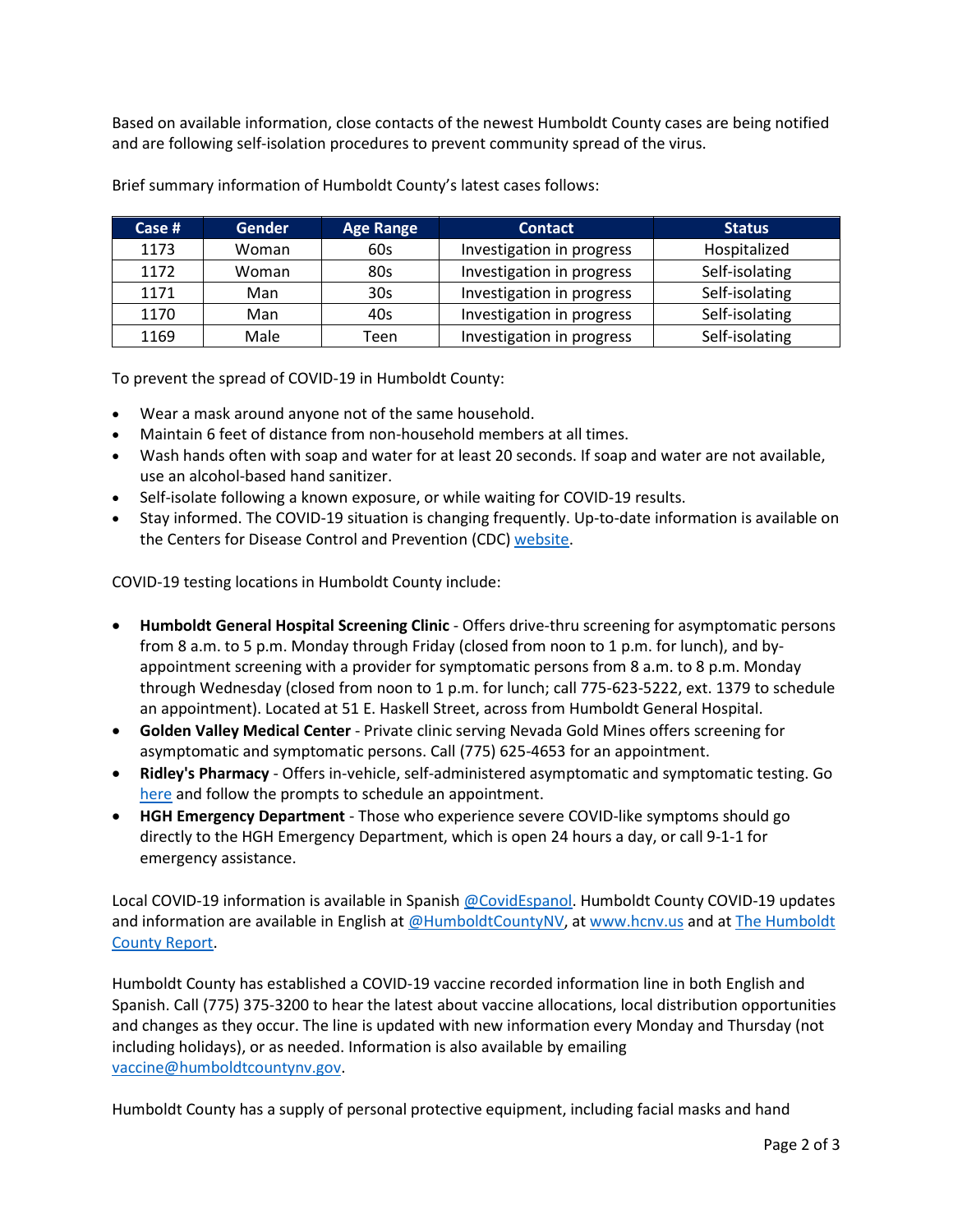Based on available information, close contacts of the newest Humboldt County cases are being notified and are following self-isolation procedures to prevent community spread of the virus.

Brief summary information of Humboldt County's latest cases follows:

| Case # | Gender | Age Range | Contact | Status |
|---|---|---|---|---|
| 1173 | Woman | 60s | Investigation in progress | Hospitalized |
| 1172 | Woman | 80s | Investigation in progress | Self-isolating |
| 1171 | Man | 30s | Investigation in progress | Self-isolating |
| 1170 | Man | 40s | Investigation in progress | Self-isolating |
| 1169 | Male | Teen | Investigation in progress | Self-isolating |

To prevent the spread of COVID-19 in Humboldt County:

- Wear a mask around anyone not of the same household.
- Maintain 6 feet of distance from non-household members at all times.
- Wash hands often with soap and water for at least 20 seconds. If soap and water are not available, use an alcohol-based hand sanitizer.
- Self-isolate following a known exposure, or while waiting for COVID-19 results.
- Stay informed. The COVID-19 situation is changing frequently. Up-to-date information is available on the Centers for Disease Control and Prevention (CDC) website.

COVID-19 testing locations in Humboldt County include:

- **Humboldt General Hospital Screening Clinic** - Offers drive-thru screening for asymptomatic persons from 8 a.m. to 5 p.m. Monday through Friday (closed from noon to 1 p.m. for lunch), and by-appointment screening with a provider for symptomatic persons from 8 a.m. to 8 p.m. Monday through Wednesday (closed from noon to 1 p.m. for lunch; call 775-623-5222, ext. 1379 to schedule an appointment). Located at 51 E. Haskell Street, across from Humboldt General Hospital.
- **Golden Valley Medical Center** - Private clinic serving Nevada Gold Mines offers screening for asymptomatic and symptomatic persons. Call (775) 625-4653 for an appointment.
- **Ridley's Pharmacy** - Offers in-vehicle, self-administered asymptomatic and symptomatic testing. Go here and follow the prompts to schedule an appointment.
- **HGH Emergency Department** - Those who experience severe COVID-like symptoms should go directly to the HGH Emergency Department, which is open 24 hours a day, or call 9-1-1 for emergency assistance.

Local COVID-19 information is available in Spanish @CovidEspanol. Humboldt County COVID-19 updates and information are available in English at @HumboldtCountyNV, at www.hcnv.us and at The Humboldt County Report.

Humboldt County has established a COVID-19 vaccine recorded information line in both English and Spanish. Call (775) 375-3200 to hear the latest about vaccine allocations, local distribution opportunities and changes as they occur. The line is updated with new information every Monday and Thursday (not including holidays), or as needed. Information is also available by emailing vaccine@humboldtcountynv.gov.

Humboldt County has a supply of personal protective equipment, including facial masks and hand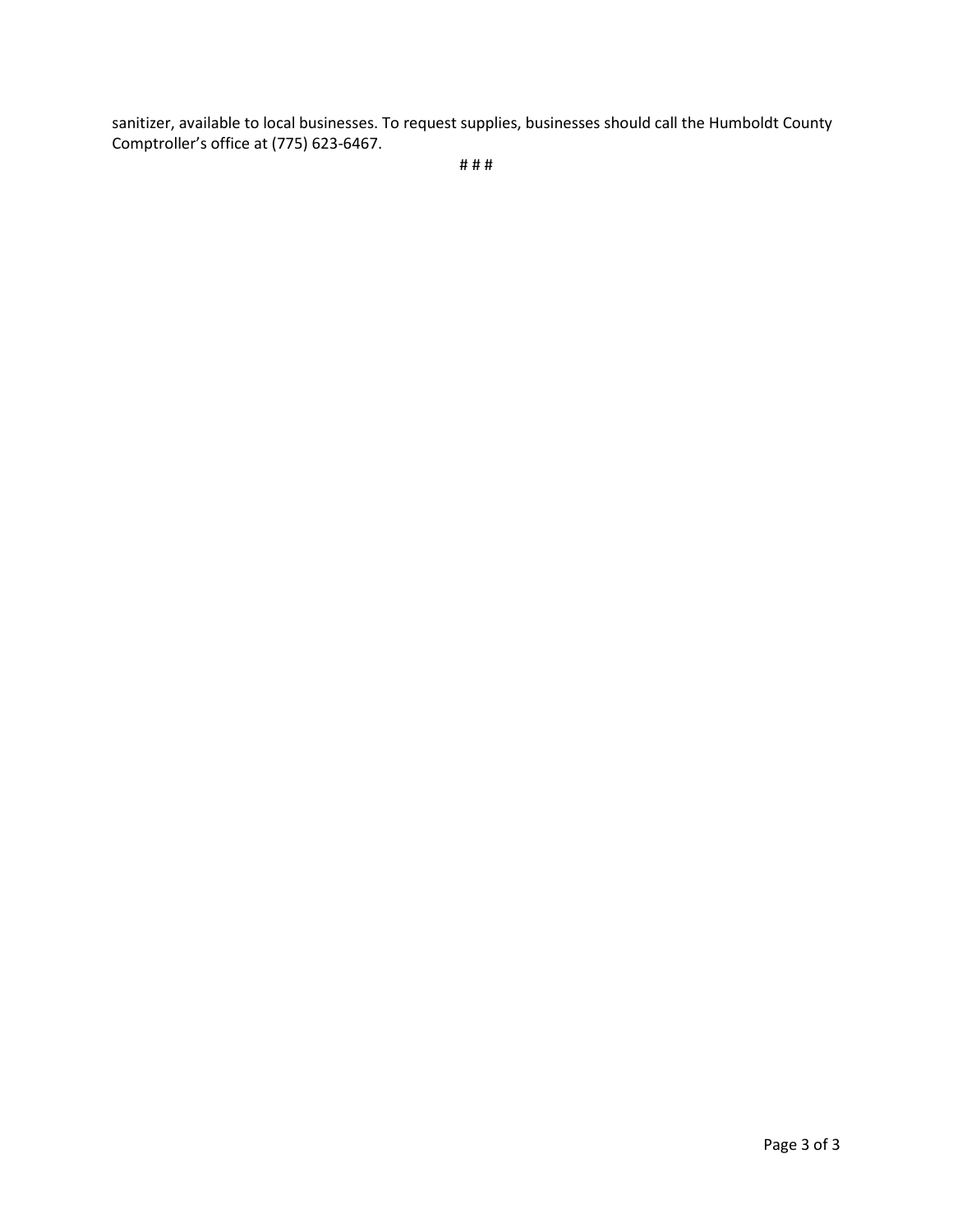sanitizer, available to local businesses. To request supplies, businesses should call the Humboldt County Comptroller's office at (775) 623-6467.

# # #